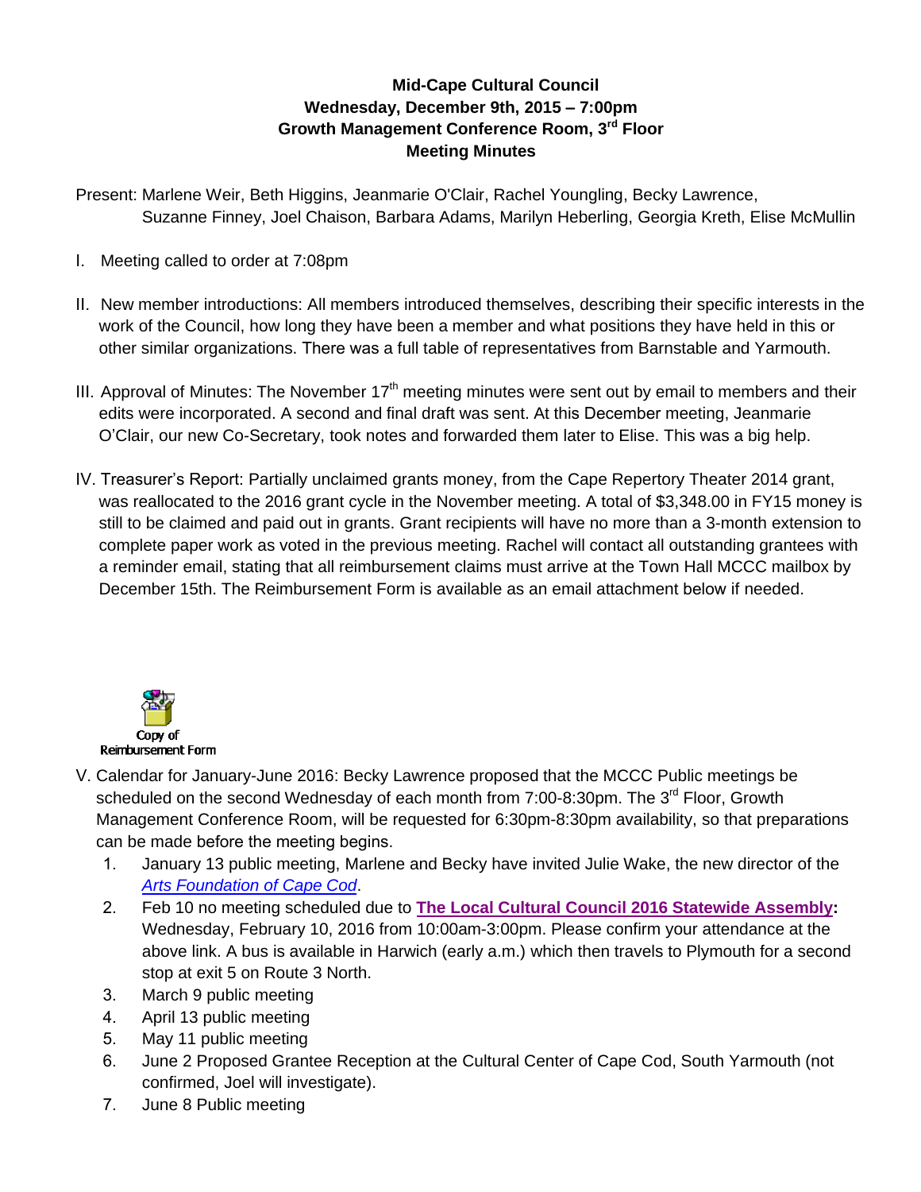**Mid-Cape Cultural Council**
**Wednesday, December 9th, 2015 – 7:00pm**
**Growth Management Conference Room, 3rd Floor**
**Meeting Minutes**

Present: Marlene Weir, Beth Higgins, Jeanmarie O'Clair, Rachel Youngling, Becky Lawrence, Suzanne Finney, Joel Chaison, Barbara Adams, Marilyn Heberling, Georgia Kreth, Elise McMullin

I. Meeting called to order at 7:08pm

II. New member introductions: All members introduced themselves, describing their specific interests in the work of the Council, how long they have been a member and what positions they have held in this or other similar organizations. There was a full table of representatives from Barnstable and Yarmouth.

III. Approval of Minutes: The November 17th meeting minutes were sent out by email to members and their edits were incorporated. A second and final draft was sent. At this December meeting, Jeanmarie O'Clair, our new Co-Secretary, took notes and forwarded them later to Elise. This was a big help.

IV. Treasurer's Report: Partially unclaimed grants money, from the Cape Repertory Theater 2014 grant, was reallocated to the 2016 grant cycle in the November meeting. A total of $3,348.00 in FY15 money is still to be claimed and paid out in grants. Grant recipients will have no more than a 3-month extension to complete paper work as voted in the previous meeting. Rachel will contact all outstanding grantees with a reminder email, stating that all reimbursement claims must arrive at the Town Hall MCCC mailbox by December 15th. The Reimbursement Form is available as an email attachment below if needed.

Copy of Reimbursement Form

V. Calendar for January-June 2016: Becky Lawrence proposed that the MCCC Public meetings be scheduled on the second Wednesday of each month from 7:00-8:30pm. The 3rd Floor, Growth Management Conference Room, will be requested for 6:30pm-8:30pm availability, so that preparations can be made before the meeting begins.

1. January 13 public meeting, Marlene and Becky have invited Julie Wake, the new director of the *Arts Foundation of Cape Cod*.
2. Feb 10 no meeting scheduled due to **The Local Cultural Council 2016 Statewide Assembly:** Wednesday, February 10, 2016 from 10:00am-3:00pm. Please confirm your attendance at the above link. A bus is available in Harwich (early a.m.) which then travels to Plymouth for a second stop at exit 5 on Route 3 North.
3. March 9 public meeting
4. April 13 public meeting
5. May 11 public meeting
6. June 2 Proposed Grantee Reception at the Cultural Center of Cape Cod, South Yarmouth (not confirmed, Joel will investigate).
7. June 8 Public meeting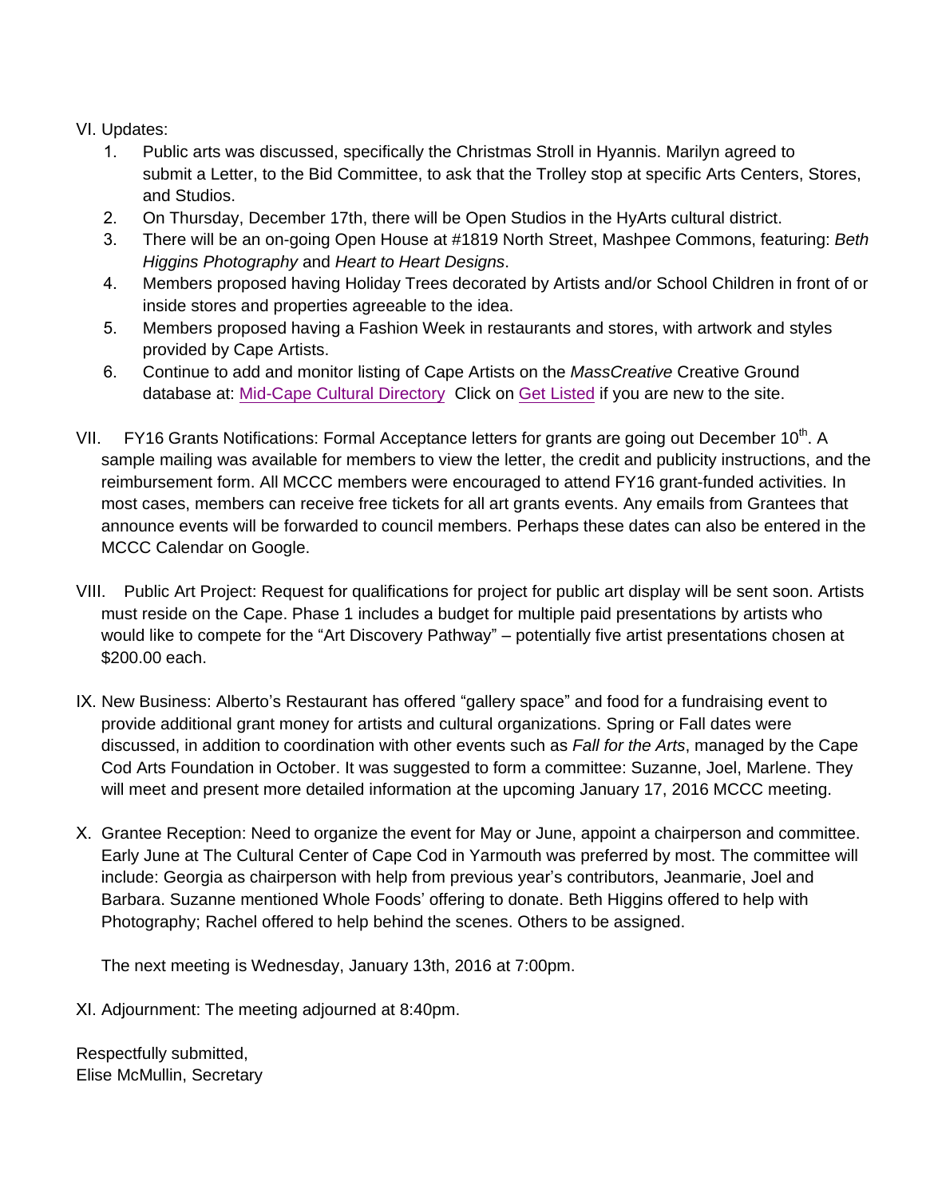VI. Updates:

1. Public arts was discussed, specifically the Christmas Stroll in Hyannis. Marilyn agreed to submit a Letter, to the Bid Committee, to ask that the Trolley stop at specific Arts Centers, Stores, and Studios.
2. On Thursday, December 17th, there will be Open Studios in the HyArts cultural district.
3. There will be an on-going Open House at #1819 North Street, Mashpee Commons, featuring: *Beth Higgins Photography* and *Heart to Heart Designs*.
4. Members proposed having Holiday Trees decorated by Artists and/or School Children in front of or inside stores and properties agreeable to the idea.
5. Members proposed having a Fashion Week in restaurants and stores, with artwork and styles provided by Cape Artists.
6. Continue to add and monitor listing of Cape Artists on the *MassCreative* Creative Ground database at: Mid-Cape Cultural Directory Click on Get Listed if you are new to the site.

VII. FY16 Grants Notifications: Formal Acceptance letters for grants are going out December 10th. A sample mailing was available for members to view the letter, the credit and publicity instructions, and the reimbursement form. All MCCC members were encouraged to attend FY16 grant-funded activities. In most cases, members can receive free tickets for all art grants events. Any emails from Grantees that announce events will be forwarded to council members. Perhaps these dates can also be entered in the MCCC Calendar on Google.

VIII. Public Art Project: Request for qualifications for project for public art display will be sent soon. Artists must reside on the Cape. Phase 1 includes a budget for multiple paid presentations by artists who would like to compete for the "Art Discovery Pathway" – potentially five artist presentations chosen at $200.00 each.

IX. New Business: Alberto's Restaurant has offered "gallery space" and food for a fundraising event to provide additional grant money for artists and cultural organizations. Spring or Fall dates were discussed, in addition to coordination with other events such as *Fall for the Arts*, managed by the Cape Cod Arts Foundation in October. It was suggested to form a committee: Suzanne, Joel, Marlene. They will meet and present more detailed information at the upcoming January 17, 2016 MCCC meeting.

X. Grantee Reception: Need to organize the event for May or June, appoint a chairperson and committee. Early June at The Cultural Center of Cape Cod in Yarmouth was preferred by most. The committee will include: Georgia as chairperson with help from previous year's contributors, Jeanmarie, Joel and Barbara. Suzanne mentioned Whole Foods' offering to donate. Beth Higgins offered to help with Photography; Rachel offered to help behind the scenes. Others to be assigned.

The next meeting is Wednesday, January 13th, 2016 at 7:00pm.

XI. Adjournment: The meeting adjourned at 8:40pm.

Respectfully submitted,  
Elise McMullin, Secretary